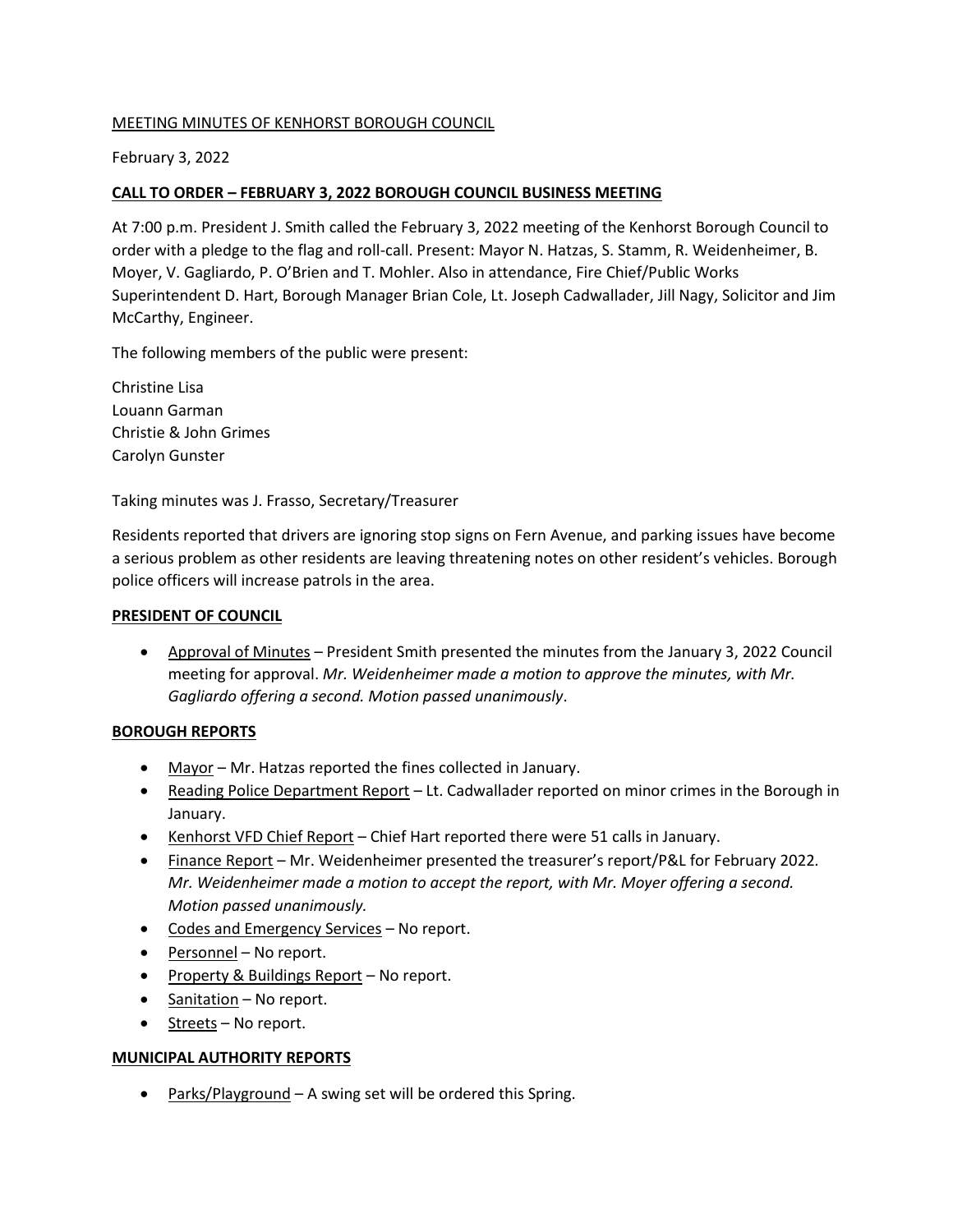MEETING MINUTES OF KENHORST BOROUGH COUNCIL

February 3, 2022

## **CALL TO ORDER – FEBRUARY 3, 2022 BOROUGH COUNCIL BUSINESS MEETING**

At 7:00 p.m. President J. Smith called the February 3, 2022 meeting of the Kenhorst Borough Council to order with a pledge to the flag and roll-call. Present: Mayor N. Hatzas, S. Stamm, R. Weidenheimer, B. Moyer, V. Gagliardo, P. O'Brien and T. Mohler. Also in attendance, Fire Chief/Public Works Superintendent D. Hart, Borough Manager Brian Cole, Lt. Joseph Cadwallader, Jill Nagy, Solicitor and Jim McCarthy, Engineer.

The following members of the public were present:

Christine Lisa
Louann Garman
Christie & John Grimes
Carolyn Gunster

Taking minutes was J. Frasso, Secretary/Treasurer

Residents reported that drivers are ignoring stop signs on Fern Avenue, and parking issues have become a serious problem as other residents are leaving threatening notes on other resident's vehicles. Borough police officers will increase patrols in the area.

## **PRESIDENT OF COUNCIL**

- Approval of Minutes – President Smith presented the minutes from the January 3, 2022 Council meeting for approval. *Mr. Weidenheimer made a motion to approve the minutes, with Mr. Gagliardo offering a second. Motion passed unanimously*.

## **BOROUGH REPORTS**

- Mayor – Mr. Hatzas reported the fines collected in January.
- Reading Police Department Report – Lt. Cadwallader reported on minor crimes in the Borough in January.
- Kenhorst VFD Chief Report – Chief Hart reported there were 51 calls in January.
- Finance Report – Mr. Weidenheimer presented the treasurer's report/P&L for February 2022. *Mr. Weidenheimer made a motion to accept the report, with Mr. Moyer offering a second. Motion passed unanimously.*
- Codes and Emergency Services – No report.
- Personnel – No report.
- Property & Buildings Report – No report.
- Sanitation – No report.
- Streets – No report.

## **MUNICIPAL AUTHORITY REPORTS**

- Parks/Playground – A swing set will be ordered this Spring.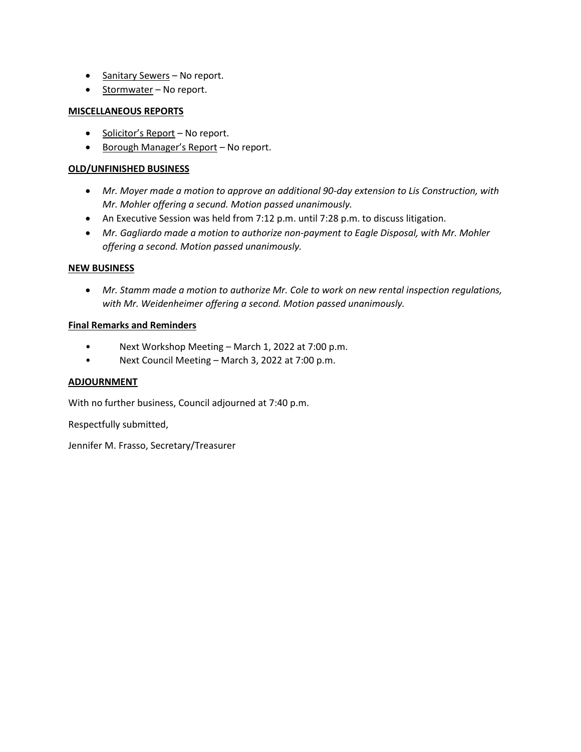- Sanitary Sewers – No report.
- Stormwater – No report.

**MISCELLANEOUS REPORTS**

- Solicitor's Report – No report.
- Borough Manager's Report – No report.

**OLD/UNFINISHED BUSINESS**

- *Mr. Moyer made a motion to approve an additional 90-day extension to Lis Construction, with Mr. Mohler offering a secund. Motion passed unanimously.*
- An Executive Session was held from 7:12 p.m. until 7:28 p.m. to discuss litigation.
- *Mr. Gagliardo made a motion to authorize non-payment to Eagle Disposal, with Mr. Mohler offering a second. Motion passed unanimously.*

**NEW BUSINESS**

- *Mr. Stamm made a motion to authorize Mr. Cole to work on new rental inspection regulations, with Mr. Weidenheimer offering a second. Motion passed unanimously.*

**Final Remarks and Reminders**

- Next Workshop Meeting – March 1, 2022 at 7:00 p.m.
- Next Council Meeting – March 3, 2022 at 7:00 p.m.

**ADJOURNMENT**

With no further business, Council adjourned at 7:40 p.m.

Respectfully submitted,

Jennifer M. Frasso, Secretary/Treasurer